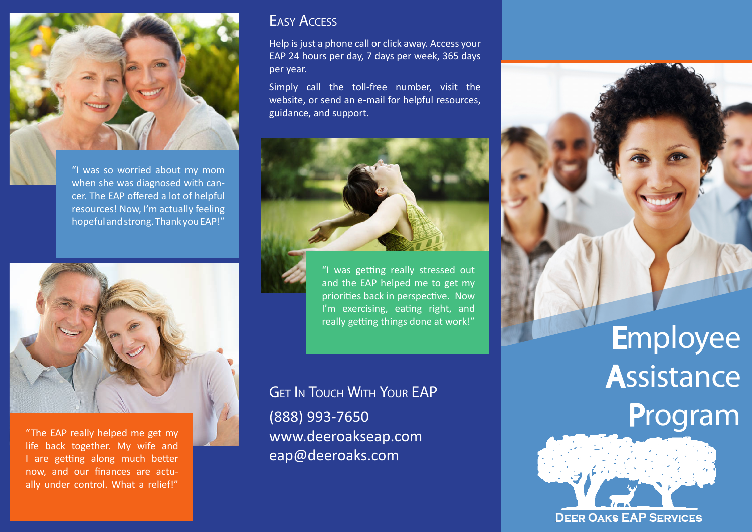"I was so worried about my mom when she was diagnosed with cancer. The EAP offered a lot of helpful resources! Now, I'm actually feeling hopeful and strong. Thank you EAP!"

"The EAP really helped me get my life back together. My wife and I are getting along much better now, and our finances are actually under control. What a relief!"

## Easy Access

Help is just a phone call or click away. Access your EAP 24 hours per day, 7 days per week, 365 days per year.

Simply call the toll-free number, visit the website, or send an e-mail for helpful resources, guidance, and support.

"I was getting really stressed out and the EAP helped me to get my priorities back in perspective. Now I'm exercising, eating right, and really getting things done at work!"

## Get In Touch With Your EAP

(888) 993-7650
www.deeroakseap.com
eap@deeroaks.com

# Employee Assistance Program

Deer Oaks EAP Services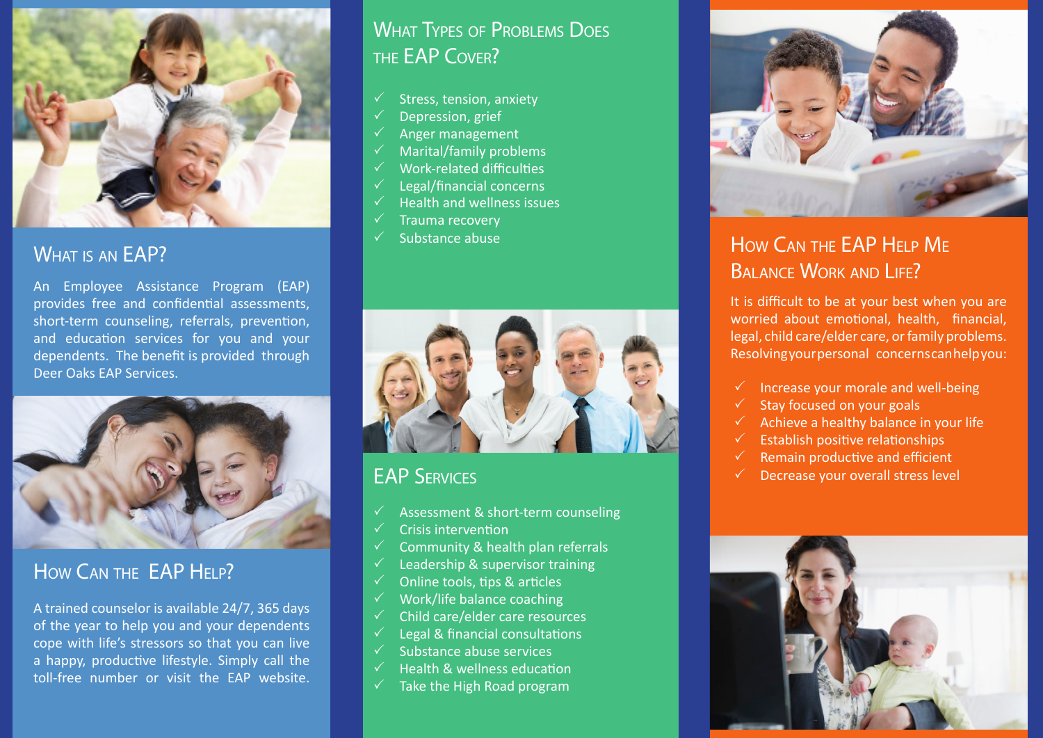## What is an EAP?

An Employee Assistance Program (EAP) provides free and confidential assessments, short-term counseling, referrals, prevention, and education services for you and your dependents. The benefit is provided through Deer Oaks EAP Services.

## How Can the EAP Help?

A trained counselor is available 24/7, 365 days of the year to help you and your dependents cope with life's stressors so that you can live a happy, productive lifestyle. Simply call the toll-free number or visit the EAP website.

## What Types of Problems Does the EAP Cover?

- ✓ Stress, tension, anxiety
- ✓ Depression, grief
- ✓ Anger management
- ✓ Marital/family problems
- ✓ Work-related difficulties
- ✓ Legal/financial concerns
- ✓ Health and wellness issues
- ✓ Trauma recovery
- ✓ Substance abuse

## EAP Services

- ✓ Assessment & short-term counseling
- ✓ Crisis intervention
- ✓ Community & health plan referrals
- ✓ Leadership & supervisor training
- ✓ Online tools, tips & articles
- ✓ Work/life balance coaching
- ✓ Child care/elder care resources
- ✓ Legal & financial consultations
- ✓ Substance abuse services
- ✓ Health & wellness education
- ✓ Take the High Road program

## How Can the EAP Help Me Balance Work and Life?

It is difficult to be at your best when you are worried about emotional, health, financial, legal, child care/elder care, or family problems. Resolving your personal concerns can help you:

- ✓ Increase your morale and well-being
- ✓ Stay focused on your goals
- ✓ Achieve a healthy balance in your life
- ✓ Establish positive relationships
- ✓ Remain productive and efficient
- ✓ Decrease your overall stress level